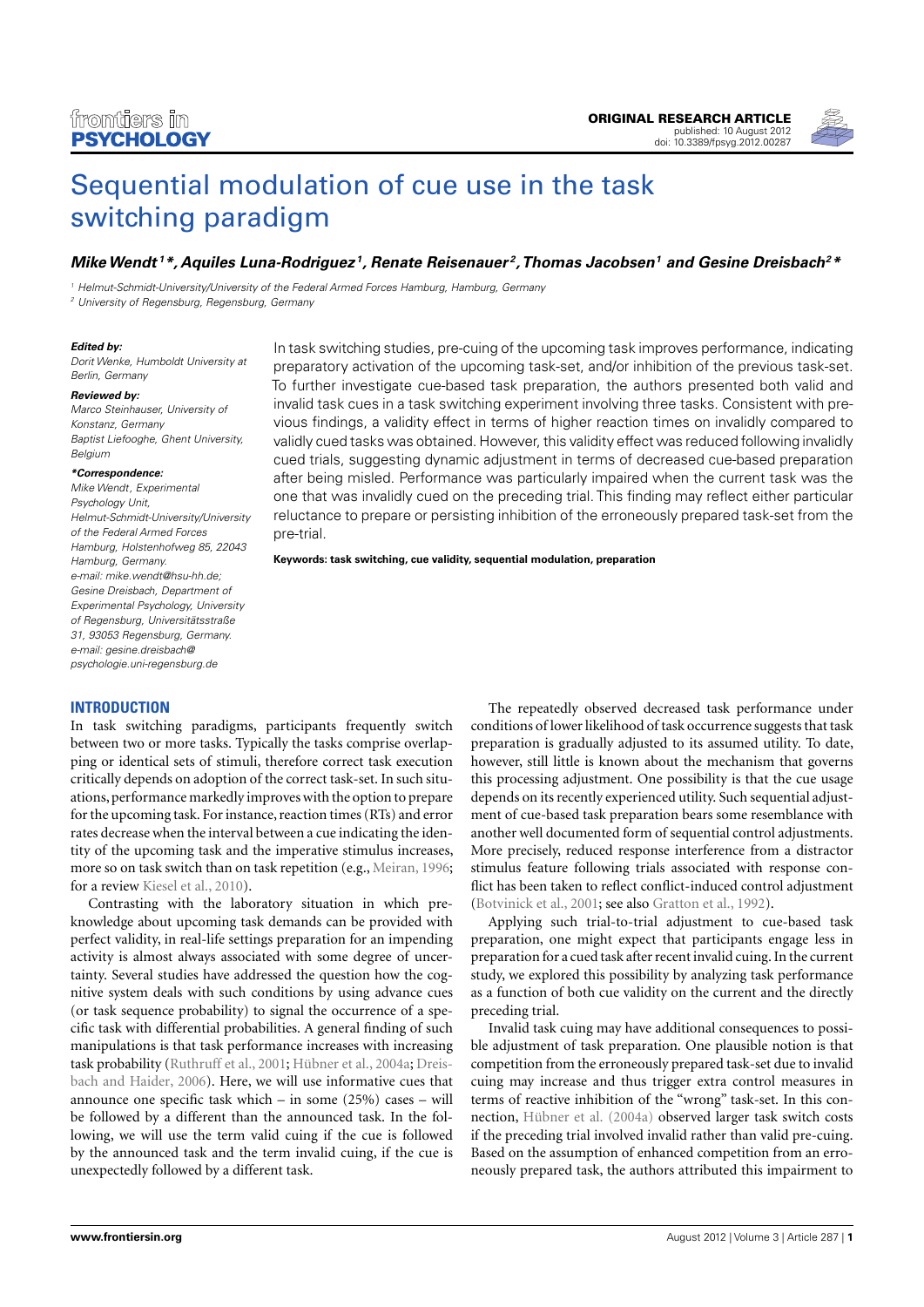# Sequential modulation of cue use in the task switching paradigm

***Mike Wendt[1]\*, Aquiles Luna-Rodriguez[1], Renate Reisenauer[2], Thomas Jacobsen[1] and Gesine Dreisbach[2]\****

[1] Helmut-Schmidt-University/University of the Federal Armed Forces Hamburg, Hamburg, Germany
[2] University of Regensburg, Regensburg, Germany

***Edited by:***
*Dorit Wenke, Humboldt University at Berlin, Germany*

***Reviewed by:***
*Marco Steinhauser, University of Konstanz, Germany*
*Baptist Liefooghe, Ghent University, Belgium*

***\*Correspondence:***
*Mike Wendt, Experimental Psychology Unit, Helmut-Schmidt-University/University of the Federal Armed Forces Hamburg, Holstenhofweg 85, 22043 Hamburg, Germany.*
*e-mail: mike.wendt@hsu-hh.de;*
*Gesine Dreisbach, Department of Experimental Psychology, University of Regensburg, Universitätsstraße 31, 93053 Regensburg, Germany.*
*e-mail: gesine.dreisbach@psychologie.uni-regensburg.de*

In task switching studies, pre-cuing of the upcoming task improves performance, indicating preparatory activation of the upcoming task-set, and/or inhibition of the previous task-set. To further investigate cue-based task preparation, the authors presented both valid and invalid task cues in a task switching experiment involving three tasks. Consistent with previous findings, a validity effect in terms of higher reaction times on invalidly compared to validly cued tasks was obtained. However, this validity effect was reduced following invalidly cued trials, suggesting dynamic adjustment in terms of decreased cue-based preparation after being misled. Performance was particularly impaired when the current task was the one that was invalidly cued on the preceding trial. This finding may reflect either particular reluctance to prepare or persisting inhibition of the erroneously prepared task-set from the pre-trial.

**Keywords: task switching, cue validity, sequential modulation, preparation**

## INTRODUCTION

In task switching paradigms, participants frequently switch between two or more tasks. Typically the tasks comprise overlapping or identical sets of stimuli, therefore correct task execution critically depends on adoption of the correct task-set. In such situations, performance markedly improves with the option to prepare for the upcoming task. For instance, reaction times (RTs) and error rates decrease when the interval between a cue indicating the identity of the upcoming task and the imperative stimulus increases, more so on task switch than on task repetition (e.g., Meiran, 1996; for a review Kiesel et al., 2010).

Contrasting with the laboratory situation in which pre-knowledge about upcoming task demands can be provided with perfect validity, in real-life settings preparation for an impending activity is almost always associated with some degree of uncertainty. Several studies have addressed the question how the cognitive system deals with such conditions by using advance cues (or task sequence probability) to signal the occurrence of a specific task with differential probabilities. A general finding of such manipulations is that task performance increases with increasing task probability (Ruthruff et al., 2001; Hübner et al., 2004a; Dreisbach and Haider, 2006). Here, we will use informative cues that announce one specific task which – in some (25%) cases – will be followed by a different than the announced task. In the following, we will use the term valid cuing if the cue is followed by the announced task and the term invalid cuing, if the cue is unexpectedly followed by a different task.

The repeatedly observed decreased task performance under conditions of lower likelihood of task occurrence suggests that task preparation is gradually adjusted to its assumed utility. To date, however, still little is known about the mechanism that governs this processing adjustment. One possibility is that the cue usage depends on its recently experienced utility. Such sequential adjustment of cue-based task preparation bears some resemblance with another well documented form of sequential control adjustments. More precisely, reduced response interference from a distractor stimulus feature following trials associated with response conflict has been taken to reflect conflict-induced control adjustment (Botvinick et al., 2001; see also Gratton et al., 1992).

Applying such trial-to-trial adjustment to cue-based task preparation, one might expect that participants engage less in preparation for a cued task after recent invalid cuing. In the current study, we explored this possibility by analyzing task performance as a function of both cue validity on the current and the directly preceding trial.

Invalid task cuing may have additional consequences to possible adjustment of task preparation. One plausible notion is that competition from the erroneously prepared task-set due to invalid cuing may increase and thus trigger extra control measures in terms of reactive inhibition of the "wrong" task-set. In this connection, Hübner et al. (2004a) observed larger task switch costs if the preceding trial involved invalid rather than valid pre-cuing. Based on the assumption of enhanced competition from an erroneously prepared task, the authors attributed this impairment to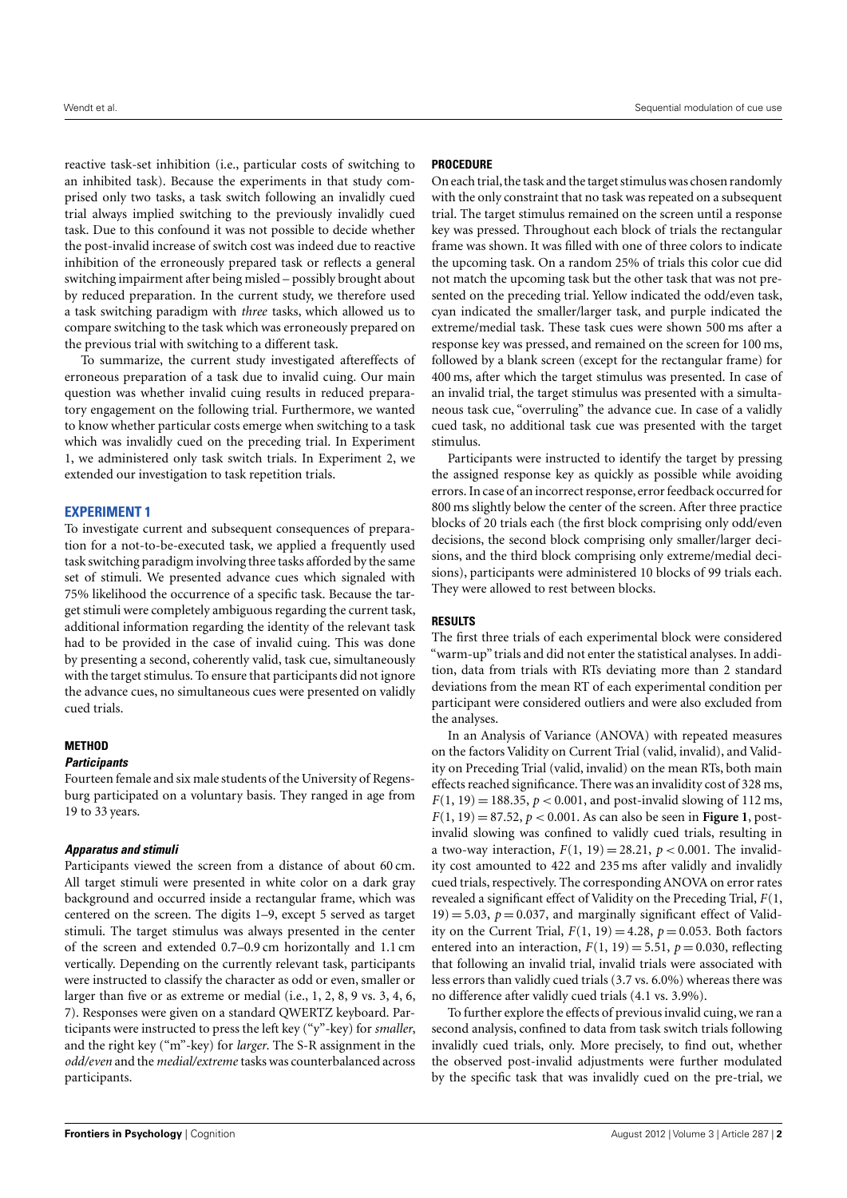reactive task-set inhibition (i.e., particular costs of switching to an inhibited task). Because the experiments in that study comprised only two tasks, a task switch following an invalidly cued trial always implied switching to the previously invalidly cued task. Due to this confound it was not possible to decide whether the post-invalid increase of switch cost was indeed due to reactive inhibition of the erroneously prepared task or reflects a general switching impairment after being misled – possibly brought about by reduced preparation. In the current study, we therefore used a task switching paradigm with *three* tasks, which allowed us to compare switching to the task which was erroneously prepared on the previous trial with switching to a different task.

To summarize, the current study investigated aftereffects of erroneous preparation of a task due to invalid cuing. Our main question was whether invalid cuing results in reduced preparatory engagement on the following trial. Furthermore, we wanted to know whether particular costs emerge when switching to a task which was invalidly cued on the preceding trial. In Experiment 1, we administered only task switch trials. In Experiment 2, we extended our investigation to task repetition trials.

## EXPERIMENT 1

To investigate current and subsequent consequences of preparation for a not-to-be-executed task, we applied a frequently used task switching paradigm involving three tasks afforded by the same set of stimuli. We presented advance cues which signaled with 75% likelihood the occurrence of a specific task. Because the target stimuli were completely ambiguous regarding the current task, additional information regarding the identity of the relevant task had to be provided in the case of invalid cuing. This was done by presenting a second, coherently valid, task cue, simultaneously with the target stimulus. To ensure that participants did not ignore the advance cues, no simultaneous cues were presented on validly cued trials.

### METHOD

#### *Participants*

Fourteen female and six male students of the University of Regensburg participated on a voluntary basis. They ranged in age from 19 to 33 years.

#### *Apparatus and stimuli*

Participants viewed the screen from a distance of about 60 cm. All target stimuli were presented in white color on a dark gray background and occurred inside a rectangular frame, which was centered on the screen. The digits 1–9, except 5 served as target stimuli. The target stimulus was always presented in the center of the screen and extended 0.7–0.9 cm horizontally and 1.1 cm vertically. Depending on the currently relevant task, participants were instructed to classify the character as odd or even, smaller or larger than five or as extreme or medial (i.e., 1, 2, 8, 9 vs. 3, 4, 6, 7). Responses were given on a standard QWERTZ keyboard. Participants were instructed to press the left key ("y"-key) for *smaller*, and the right key ("m"-key) for *larger*. The S-R assignment in the *odd/even* and the *medial/extreme* tasks was counterbalanced across participants.

### PROCEDURE

On each trial, the task and the target stimulus was chosen randomly with the only constraint that no task was repeated on a subsequent trial. The target stimulus remained on the screen until a response key was pressed. Throughout each block of trials the rectangular frame was shown. It was filled with one of three colors to indicate the upcoming task. On a random 25% of trials this color cue did not match the upcoming task but the other task that was not presented on the preceding trial. Yellow indicated the odd/even task, cyan indicated the smaller/larger task, and purple indicated the extreme/medial task. These task cues were shown 500 ms after a response key was pressed, and remained on the screen for 100 ms, followed by a blank screen (except for the rectangular frame) for 400 ms, after which the target stimulus was presented. In case of an invalid trial, the target stimulus was presented with a simultaneous task cue, "overruling" the advance cue. In case of a validly cued task, no additional task cue was presented with the target stimulus.

Participants were instructed to identify the target by pressing the assigned response key as quickly as possible while avoiding errors. In case of an incorrect response, error feedback occurred for 800 ms slightly below the center of the screen. After three practice blocks of 20 trials each (the first block comprising only odd/even decisions, the second block comprising only smaller/larger decisions, and the third block comprising only extreme/medial decisions), participants were administered 10 blocks of 99 trials each. They were allowed to rest between blocks.

### RESULTS

The first three trials of each experimental block were considered "warm-up" trials and did not enter the statistical analyses. In addition, data from trials with RTs deviating more than 2 standard deviations from the mean RT of each experimental condition per participant were considered outliers and were also excluded from the analyses.

In an Analysis of Variance (ANOVA) with repeated measures on the factors Validity on Current Trial (valid, invalid), and Validity on Preceding Trial (valid, invalid) on the mean RTs, both main effects reached significance. There was an invalidity cost of 328 ms, $F(1, 19) = 188.35$, $p < 0.001$, and post-invalid slowing of 112 ms, $F(1, 19) = 87.52$, $p < 0.001$. As can also be seen in **Figure 1**, post-invalid slowing was confined to validly cued trials, resulting in a two-way interaction, $F(1, 19) = 28.21$, $p < 0.001$. The invalidity cost amounted to 422 and 235 ms after validly and invalidly cued trials, respectively. The corresponding ANOVA on error rates revealed a significant effect of Validity on the Preceding Trial, $F(1, 19) = 5.03$, $p = 0.037$, and marginally significant effect of Validity on the Current Trial, $F(1, 19) = 4.28$, $p = 0.053$. Both factors entered into an interaction, $F(1, 19) = 5.51$, $p = 0.030$, reflecting that following an invalid trial, invalid trials were associated with less errors than validly cued trials (3.7 vs. 6.0%) whereas there was no difference after validly cued trials (4.1 vs. 3.9%).

To further explore the effects of previous invalid cuing, we ran a second analysis, confined to data from task switch trials following invalidly cued trials, only. More precisely, to find out, whether the observed post-invalid adjustments were further modulated by the specific task that was invalidly cued on the pre-trial, we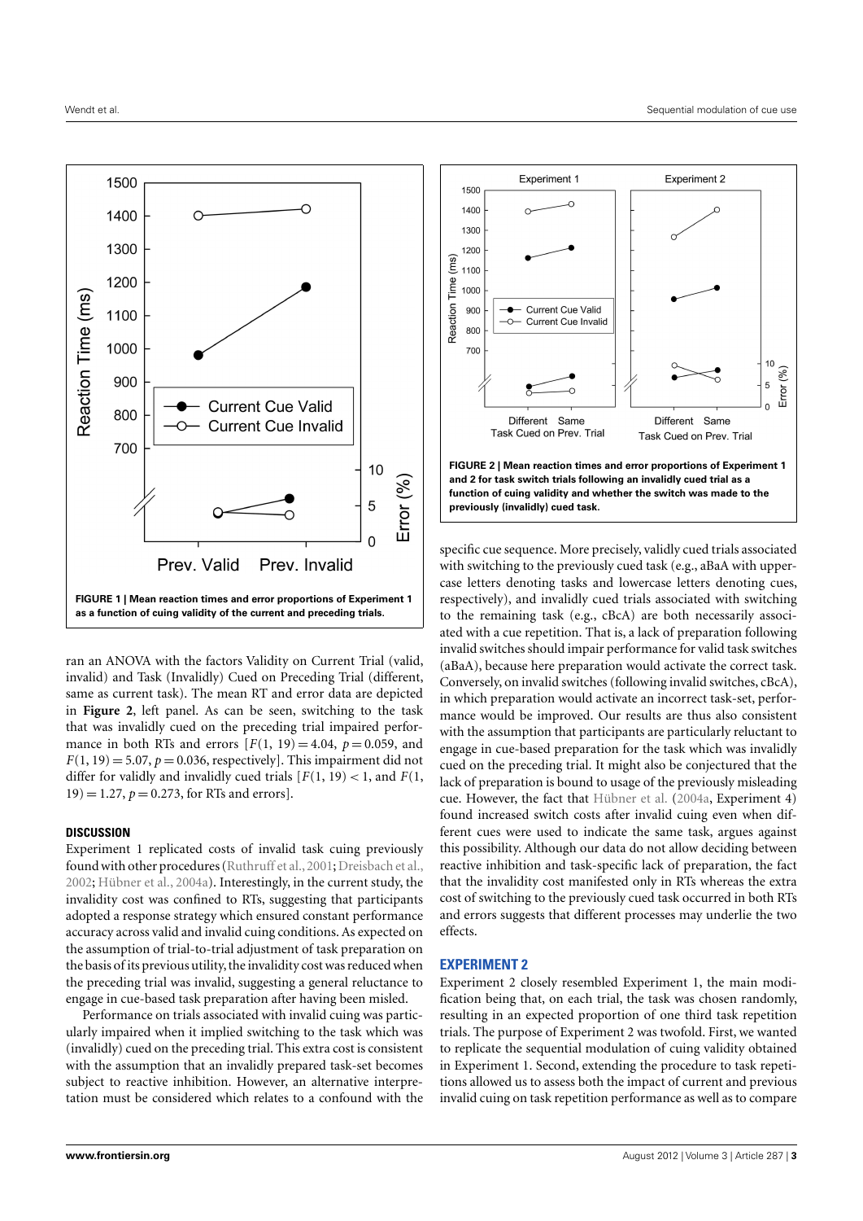FIGURE 1 | Mean reaction times and error proportions of Experiment 1 as a function of cuing validity of the current and preceding trials.

FIGURE 2 | Mean reaction times and error proportions of Experiment 1 and 2 for task switch trials following an invalidly cued trial as a function of cuing validity and whether the switch was made to the previously (invalidly) cued task.

ran an ANOVA with the factors Validity on Current Trial (valid, invalid) and Task (Invalidly) Cued on Preceding Trial (different, same as current task). The mean RT and error data are depicted in **Figure 2**, left panel. As can be seen, switching to the task that was invalidly cued on the preceding trial impaired performance in both RTs and errors [$F(1, 19) = 4.04$, $p = 0.059$, and $F(1, 19) = 5.07$, $p = 0.036$, respectively]. This impairment did not differ for validly and invalidly cued trials [$F(1, 19) < 1$, and $F(1, 19) = 1.27$, $p = 0.273$, for RTs and errors].

### DISCUSSION

Experiment 1 replicated costs of invalid task cuing previously found with other procedures (Ruthruff et al., 2001; Dreisbach et al., 2002; Hübner et al., 2004a). Interestingly, in the current study, the invalidity cost was confined to RTs, suggesting that participants adopted a response strategy which ensured constant performance accuracy across valid and invalid cuing conditions. As expected on the assumption of trial-to-trial adjustment of task preparation on the basis of its previous utility, the invalidity cost was reduced when the preceding trial was invalid, suggesting a general reluctance to engage in cue-based task preparation after having been misled.

Performance on trials associated with invalid cuing was particularly impaired when it implied switching to the task which was (invalidly) cued on the preceding trial. This extra cost is consistent with the assumption that an invalidly prepared task-set becomes subject to reactive inhibition. However, an alternative interpretation must be considered which relates to a confound with the specific cue sequence. More precisely, validly cued trials associated with switching to the previously cued task (e.g., aBaA with uppercase letters denoting tasks and lowercase letters denoting cues, respectively), and invalidly cued trials associated with switching to the remaining task (e.g., cBcA) are both necessarily associated with a cue repetition. That is, a lack of preparation following invalid switches should impair performance for valid task switches (aBaA), because here preparation would activate the correct task. Conversely, on invalid switches (following invalid switches, cBcA), in which preparation would activate an incorrect task-set, performance would be improved. Our results are thus also consistent with the assumption that participants are particularly reluctant to engage in cue-based preparation for the task which was invalidly cued on the preceding trial. It might also be conjectured that the lack of preparation is bound to usage of the previously misleading cue. However, the fact that Hübner et al. (2004a, Experiment 4) found increased switch costs after invalid cuing even when different cues were used to indicate the same task, argues against this possibility. Although our data do not allow deciding between reactive inhibition and task-specific lack of preparation, the fact that the invalidity cost manifested only in RTs whereas the extra cost of switching to the previously cued task occurred in both RTs and errors suggests that different processes may underlie the two effects.

## EXPERIMENT 2

Experiment 2 closely resembled Experiment 1, the main modification being that, on each trial, the task was chosen randomly, resulting in an expected proportion of one third task repetition trials. The purpose of Experiment 2 was twofold. First, we wanted to replicate the sequential modulation of cuing validity obtained in Experiment 1. Second, extending the procedure to task repetitions allowed us to assess both the impact of current and previous invalid cuing on task repetition performance as well as to compare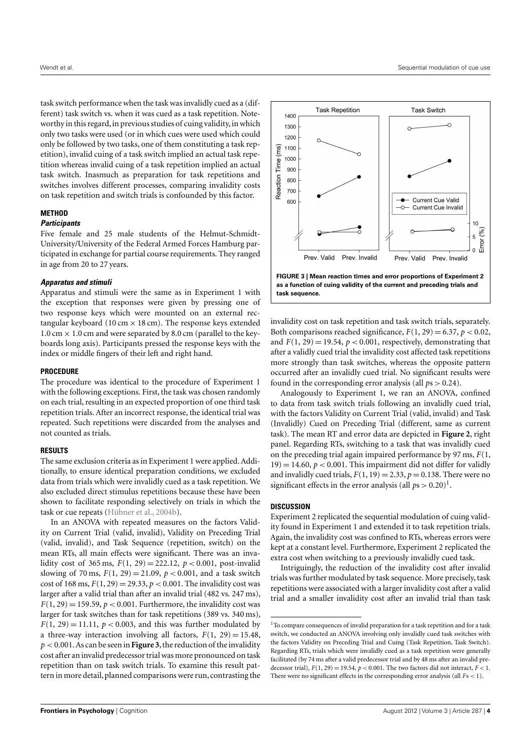task switch performance when the task was invalidly cued as a (different) task switch vs. when it was cued as a task repetition. Noteworthy in this regard, in previous studies of cuing validity, in which only two tasks were used (or in which cues were used which could only be followed by two tasks, one of them constituting a task repetition), invalid cuing of a task switch implied an actual task repetition whereas invalid cuing of a task repetition implied an actual task switch. Inasmuch as preparation for task repetitions and switches involves different processes, comparing invalidity costs on task repetition and switch trials is confounded by this factor.

## METHOD

### *Participants*

Five female and 25 male students of the Helmut-Schmidt-University/University of the Federal Armed Forces Hamburg participated in exchange for partial course requirements. They ranged in age from 20 to 27 years.

### *Apparatus and stimuli*

Apparatus and stimuli were the same as in Experiment 1 with the exception that responses were given by pressing one of two response keys which were mounted on an external rectangular keyboard (10 cm × 18 cm). The response keys extended 1.0 cm × 1.0 cm and were separated by 8.0 cm (parallel to the keyboards long axis). Participants pressed the response keys with the index or middle fingers of their left and right hand.

## PROCEDURE

The procedure was identical to the procedure of Experiment 1 with the following exceptions. First, the task was chosen randomly on each trial, resulting in an expected proportion of one third task repetition trials. After an incorrect response, the identical trial was repeated. Such repetitions were discarded from the analyses and not counted as trials.

## RESULTS

The same exclusion criteria as in Experiment 1 were applied. Additionally, to ensure identical preparation conditions, we excluded data from trials which were invalidly cued as a task repetition. We also excluded direct stimulus repetitions because these have been shown to facilitate responding selectively on trials in which the task or cue repeats (Hübner et al., 2004b).

In an ANOVA with repeated measures on the factors Validity on Current Trial (valid, invalid), Validity on Preceding Trial (valid, invalid), and Task Sequence (repetition, switch) on the mean RTs, all main effects were significant. There was an invalidity cost of 365 ms, $F(1, 29) = 222.12$, $p < 0.001$, post-invalid slowing of 70 ms, $F(1, 29) = 21.09$, $p < 0.001$, and a task switch cost of 168 ms, $F(1, 29) = 29.33$, $p < 0.001$. The invalidity cost was larger after a valid trial than after an invalid trial (482 vs. 247 ms), $F(1, 29) = 159.59$, $p < 0.001$. Furthermore, the invalidity cost was larger for task switches than for task repetitions (389 vs. 340 ms), $F(1, 29) = 11.11$, $p < 0.003$, and this was further modulated by a three-way interaction involving all factors, $F(1, 29) = 15.48$, $p < 0.001$. As can be seen in **Figure 3**, the reduction of the invalidity cost after an invalid predecessor trial was more pronounced on task repetition than on task switch trials. To examine this result pattern in more detail, planned comparisons were run, contrasting the invalidity cost on task repetition and task switch trials, separately. Both comparisons reached significance, $F(1, 29) = 6.37$, $p < 0.02$, and $F(1, 29) = 19.54$, $p < 0.001$, respectively, demonstrating that after a validly cued trial the invalidity cost affected task repetitions more strongly than task switches, whereas the opposite pattern occurred after an invalidly cued trial. No significant results were found in the corresponding error analysis (all $ps > 0.24$).

**FIGURE 3 | Mean reaction times and error proportions of Experiment 2 as a function of cuing validity of the current and preceding trials and task sequence.**

Analogously to Experiment 1, we ran an ANOVA, confined to data from task switch trials following an invalidly cued trial, with the factors Validity on Current Trial (valid, invalid) and Task (Invalidly) Cued on Preceding Trial (different, same as current task). The mean RT and error data are depicted in **Figure 2**, right panel. Regarding RTs, switching to a task that was invalidly cued on the preceding trial again impaired performance by 97 ms, $F(1, 19) = 14.60$, $p < 0.001$. This impairment did not differ for validly and invalidly cued trials, $F(1, 19) = 2.33$, $p = 0.138$. There were no significant effects in the error analysis (all $ps > 0.20$)[1].

## DISCUSSION

Experiment 2 replicated the sequential modulation of cuing validity found in Experiment 1 and extended it to task repetition trials. Again, the invalidity cost was confined to RTs, whereas errors were kept at a constant level. Furthermore, Experiment 2 replicated the extra cost when switching to a previously invalidly cued task.

Intriguingly, the reduction of the invalidity cost after invalid trials was further modulated by task sequence. More precisely, task repetitions were associated with a larger invalidity cost after a valid trial and a smaller invalidity cost after an invalid trial than task

[1]To compare consequences of invalid preparation for a task repetition and for a task switch, we conducted an ANOVA involving only invalidly cued task switches with the factors Validity on Preceding Trial and Cuing (Task Repetition, Task Switch). Regarding RTs, trials which were invalidly cued as a task repetition were generally facilitated (by 74 ms after a valid predecessor trial and by 48 ms after an invalid predecessor trial), $F(1, 29) = 19.54$, $p < 0.001$. The two factors did not interact, $F < 1$. There were no significant effects in the corresponding error analysis (all $Fs < 1$).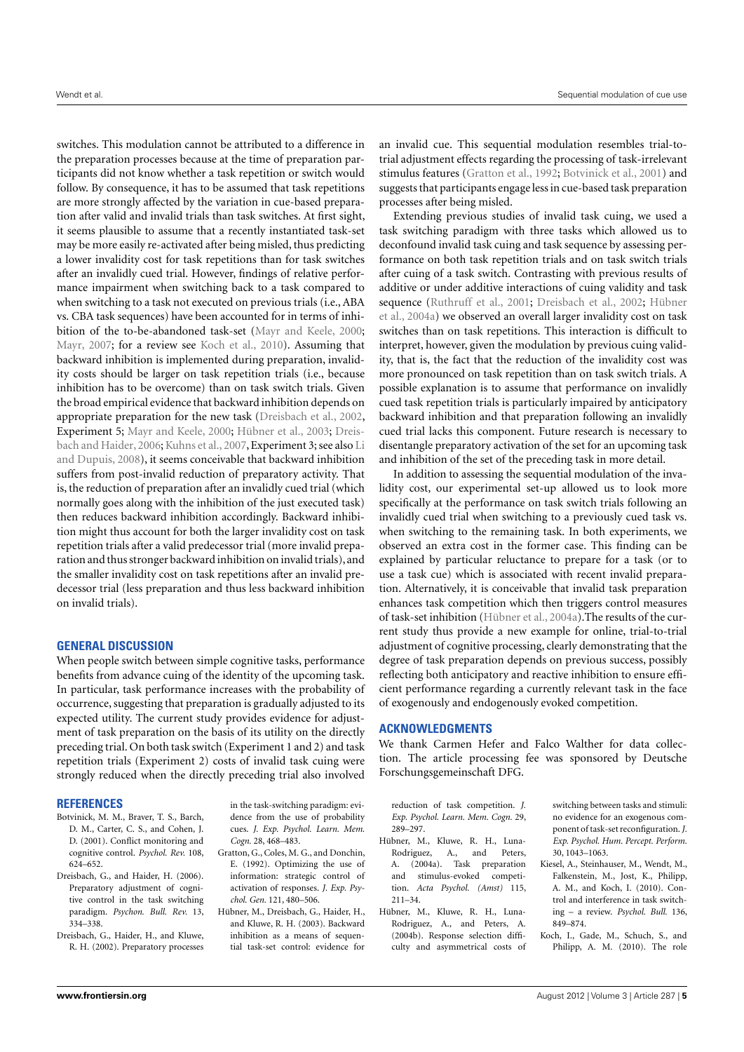switches. This modulation cannot be attributed to a difference in the preparation processes because at the time of preparation participants did not know whether a task repetition or switch would follow. By consequence, it has to be assumed that task repetitions are more strongly affected by the variation in cue-based preparation after valid and invalid trials than task switches. At first sight, it seems plausible to assume that a recently instantiated task-set may be more easily re-activated after being misled, thus predicting a lower invalidity cost for task repetitions than for task switches after an invalidly cued trial. However, findings of relative performance impairment when switching back to a task compared to when switching to a task not executed on previous trials (i.e., ABA vs. CBA task sequences) have been accounted for in terms of inhibition of the to-be-abandoned task-set (Mayr and Keele, 2000; Mayr, 2007; for a review see Koch et al., 2010). Assuming that backward inhibition is implemented during preparation, invalidity costs should be larger on task repetition trials (i.e., because inhibition has to be overcome) than on task switch trials. Given the broad empirical evidence that backward inhibition depends on appropriate preparation for the new task (Dreisbach et al., 2002, Experiment 5; Mayr and Keele, 2000; Hübner et al., 2003; Dreisbach and Haider, 2006; Kuhns et al., 2007, Experiment 3; see also Li and Dupuis, 2008), it seems conceivable that backward inhibition suffers from post-invalid reduction of preparatory activity. That is, the reduction of preparation after an invalidly cued trial (which normally goes along with the inhibition of the just executed task) then reduces backward inhibition accordingly. Backward inhibition might thus account for both the larger invalidity cost on task repetition trials after a valid predecessor trial (more invalid preparation and thus stronger backward inhibition on invalid trials), and the smaller invalidity cost on task repetitions after an invalid predecessor trial (less preparation and thus less backward inhibition on invalid trials).

## GENERAL DISCUSSION

When people switch between simple cognitive tasks, performance benefits from advance cuing of the identity of the upcoming task. In particular, task performance increases with the probability of occurrence, suggesting that preparation is gradually adjusted to its expected utility. The current study provides evidence for adjustment of task preparation on the basis of its utility on the directly preceding trial. On both task switch (Experiment 1 and 2) and task repetition trials (Experiment 2) costs of invalid task cuing were strongly reduced when the directly preceding trial also involved an invalid cue. This sequential modulation resembles trial-to-trial adjustment effects regarding the processing of task-irrelevant stimulus features (Gratton et al., 1992; Botvinick et al., 2001) and suggests that participants engage less in cue-based task preparation processes after being misled.

Extending previous studies of invalid task cuing, we used a task switching paradigm with three tasks which allowed us to deconfound invalid task cuing and task sequence by assessing performance on both task repetition trials and on task switch trials after cuing of a task switch. Contrasting with previous results of additive or under additive interactions of cuing validity and task sequence (Ruthruff et al., 2001; Dreisbach et al., 2002; Hübner et al., 2004a) we observed an overall larger invalidity cost on task switches than on task repetitions. This interaction is difficult to interpret, however, given the modulation by previous cuing validity, that is, the fact that the reduction of the invalidity cost was more pronounced on task repetition than on task switch trials. A possible explanation is to assume that performance on invalidly cued task repetition trials is particularly impaired by anticipatory backward inhibition and that preparation following an invalidly cued trial lacks this component. Future research is necessary to disentangle preparatory activation of the set for an upcoming task and inhibition of the set of the preceding task in more detail.

In addition to assessing the sequential modulation of the invalidity cost, our experimental set-up allowed us to look more specifically at the performance on task switch trials following an invalidly cued trial when switching to a previously cued task vs. when switching to the remaining task. In both experiments, we observed an extra cost in the former case. This finding can be explained by particular reluctance to prepare for a task (or to use a task cue) which is associated with recent invalid preparation. Alternatively, it is conceivable that invalid task preparation enhances task competition which then triggers control measures of task-set inhibition (Hübner et al., 2004a).The results of the current study thus provide a new example for online, trial-to-trial adjustment of cognitive processing, clearly demonstrating that the degree of task preparation depends on previous success, possibly reflecting both anticipatory and reactive inhibition to ensure efficient performance regarding a currently relevant task in the face of exogenously and endogenously evoked competition.

## ACKNOWLEDGMENTS

We thank Carmen Hefer and Falco Walther for data collection. The article processing fee was sponsored by Deutsche Forschungsgemeinschaft DFG.

## REFERENCES

Botvinick, M. M., Braver, T. S., Barch, D. M., Carter, C. S., and Cohen, J. D. (2001). Conflict monitoring and cognitive control. *Psychol. Rev.* 108, 624–652.

Dreisbach, G., and Haider, H. (2006). Preparatory adjustment of cognitive control in the task switching paradigm. *Psychon. Bull. Rev.* 13, 334–338.

Dreisbach, G., Haider, H., and Kluwe, R. H. (2002). Preparatory processes in the task-switching paradigm: evidence from the use of probability cues. *J. Exp. Psychol. Learn. Mem. Cogn.* 28, 468–483.

Gratton, G., Coles, M. G., and Donchin, E. (1992). Optimizing the use of information: strategic control of activation of responses. *J. Exp. Psychol. Gen.* 121, 480–506.

Hübner, M., Dreisbach, G., Haider, H., and Kluwe, R. H. (2003). Backward inhibition as a means of sequential task-set control: evidence for reduction of task competition. *J. Exp. Psychol. Learn. Mem. Cogn.* 29, 289–297.

Hübner, M., Kluwe, R. H., Luna-Rodriguez, A., and Peters, A. (2004a). Task preparation and stimulus-evoked competition. *Acta Psychol. (Amst)* 115, 211–34.

Hübner, M., Kluwe, R. H., Luna-Rodriguez, A., and Peters, A. (2004b). Response selection difficulty and asymmetrical costs of switching between tasks and stimuli: no evidence for an exogenous component of task-set reconfiguration. *J. Exp. Psychol. Hum. Percept. Perform.* 30, 1043–1063.

Kiesel, A., Steinhauser, M., Wendt, M., Falkenstein, M., Jost, K., Philipp, A. M., and Koch, I. (2010). Control and interference in task switching – a review. *Psychol. Bull.* 136, 849–874.

Koch, I., Gade, M., Schuch, S., and Philipp, A. M. (2010). The role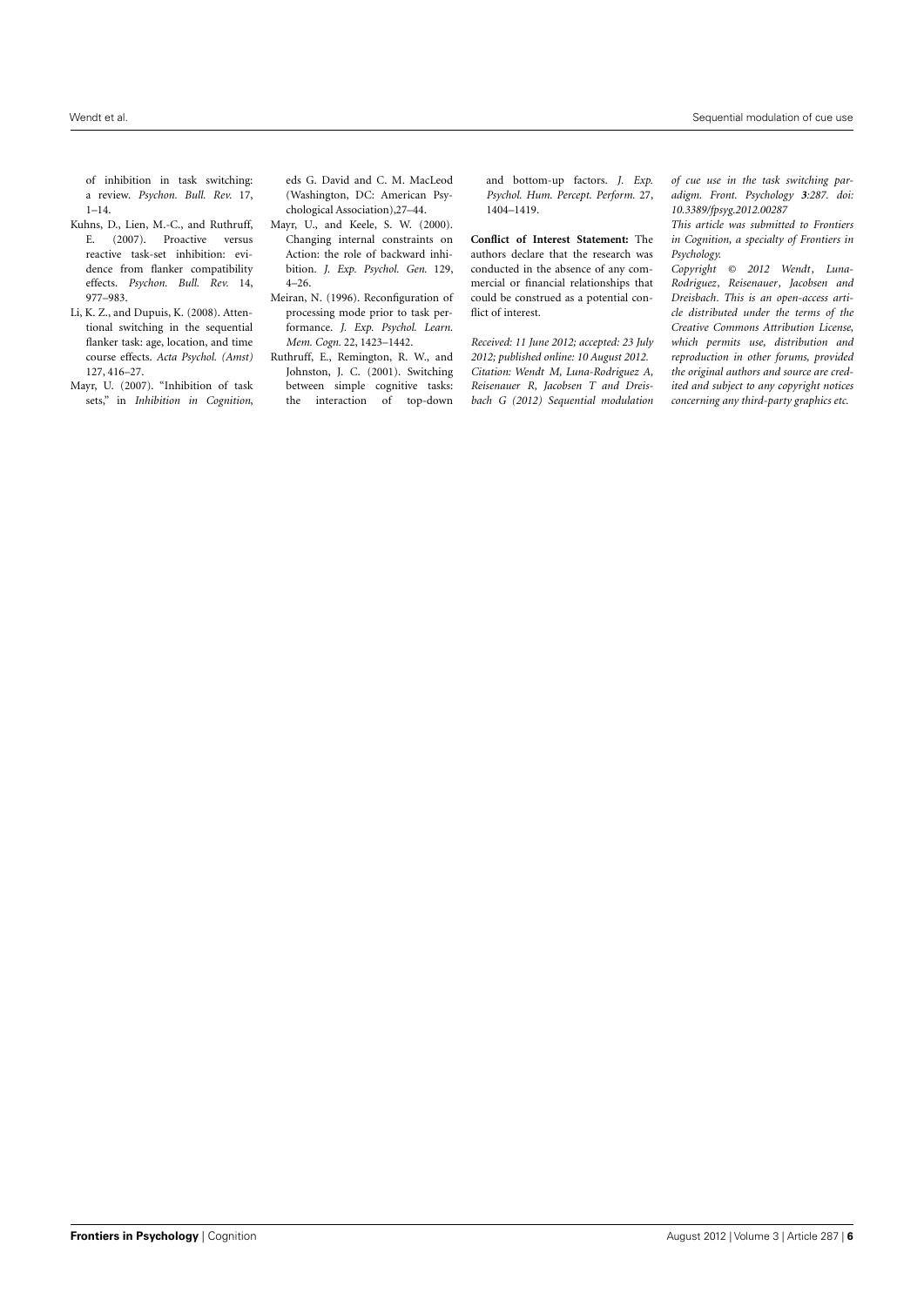of inhibition in task switching: a review. *Psychon. Bull. Rev.* 17, 1–14.

Kuhns, D., Lien, M.-C., and Ruthruff, E. (2007). Proactive versus reactive task-set inhibition: evidence from flanker compatibility effects. *Psychon. Bull. Rev.* 14, 977–983.

Li, K. Z., and Dupuis, K. (2008). Attentional switching in the sequential flanker task: age, location, and time course effects. *Acta Psychol. (Amst)* 127, 416–27.

Mayr, U. (2007). "Inhibition of task sets," in *Inhibition in Cognition*, eds G. David and C. M. MacLeod (Washington, DC: American Psychological Association),27–44.

Mayr, U., and Keele, S. W. (2000). Changing internal constraints on Action: the role of backward inhibition. *J. Exp. Psychol. Gen.* 129, 4–26.

Meiran, N. (1996). Reconfiguration of processing mode prior to task performance. *J. Exp. Psychol. Learn. Mem. Cogn.* 22, 1423–1442.

Ruthruff, E., Remington, R. W., and Johnston, J. C. (2001). Switching between simple cognitive tasks: the interaction of top-down and bottom-up factors. *J. Exp. Psychol. Hum. Percept. Perform.* 27, 1404–1419.

**Conflict of Interest Statement:** The authors declare that the research was conducted in the absence of any commercial or financial relationships that could be construed as a potential conflict of interest.

*Received: 11 June 2012; accepted: 23 July 2012; published online: 10 August 2012.*

*Citation: Wendt M, Luna-Rodriguez A, Reisenauer R, Jacobsen T and Dreisbach G (2012) Sequential modulation of cue use in the task switching paradigm. Front. Psychology **3**:287. doi: 10.3389/fpsyg.2012.00287*

*This article was submitted to Frontiers in Cognition, a specialty of Frontiers in Psychology.*

*Copyright © 2012 Wendt, Luna-Rodriguez, Reisenauer, Jacobsen and Dreisbach. This is an open-access article distributed under the terms of the Creative Commons Attribution License, which permits use, distribution and reproduction in other forums, provided the original authors and source are credited and subject to any copyright notices concerning any third-party graphics etc.*